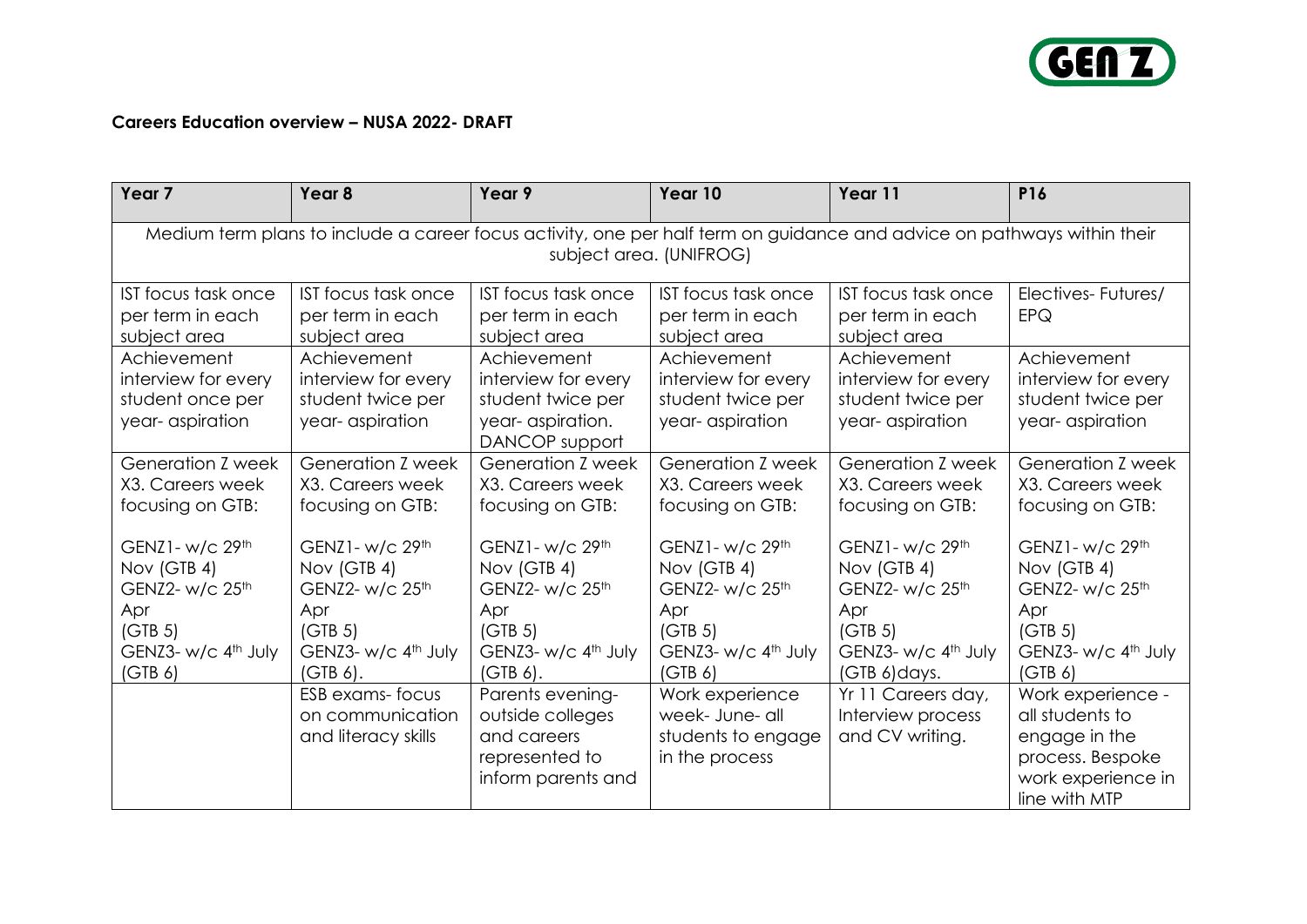**Careers Education overview – NUSA 2022- DRAFT**

| Year 7 | Year 8 | Year 9 | Year 10 | Year 11 | P16 |
|---|---|---|---|---|---|
| Medium term plans to include a career focus activity, one per half term on guidance and advice on pathways within their subject area. (UNIFROG) | | | | | |
| IST focus task once per term in each subject area | IST focus task once per term in each subject area | IST focus task once per term in each subject area | IST focus task once per term in each subject area | IST focus task once per term in each subject area | Electives- Futures/ EPQ |
| Achievement interview for every student once per year- aspiration | Achievement interview for every student twice per year- aspiration | Achievement interview for every student twice per year- aspiration. DANCOP support | Achievement interview for every student twice per year- aspiration | Achievement interview for every student twice per year- aspiration | Achievement interview for every student twice per year- aspiration |
| Generation Z week X3. Careers week focusing on GTB:<br><br>GENZ1- w/c 29th Nov (GTB 4)<br>GENZ2- w/c 25th Apr (GTB 5)<br>GENZ3- w/c 4th July (GTB 6) | Generation Z week X3. Careers week focusing on GTB:<br><br>GENZ1- w/c 29th Nov (GTB 4)<br>GENZ2- w/c 25th Apr (GTB 5)<br>GENZ3- w/c 4th July (GTB 6). | Generation Z week X3. Careers week focusing on GTB:<br><br>GENZ1- w/c 29th Nov (GTB 4)<br>GENZ2- w/c 25th Apr (GTB 5)<br>GENZ3- w/c 4th July (GTB 6). | Generation Z week X3. Careers week focusing on GTB:<br><br>GENZ1- w/c 29th Nov (GTB 4)<br>GENZ2- w/c 25th Apr (GTB 5)<br>GENZ3- w/c 4th July (GTB 6) | Generation Z week X3. Careers week focusing on GTB:<br><br>GENZ1- w/c 29th Nov (GTB 4)<br>GENZ2- w/c 25th Apr (GTB 5)<br>GENZ3- w/c 4th July (GTB 6)days. | Generation Z week X3. Careers week focusing on GTB:<br><br>GENZ1- w/c 29th Nov (GTB 4)<br>GENZ2- w/c 25th Apr (GTB 5)<br>GENZ3- w/c 4th July (GTB 6) |
| | ESB exams- focus on communication and literacy skills | Parents evening- outside colleges and careers represented to inform parents and | Work experience week- June- all students to engage in the process | Yr 11 Careers day, Interview process and CV writing. | Work experience - all students to engage in the process. Bespoke work experience in line with MTP |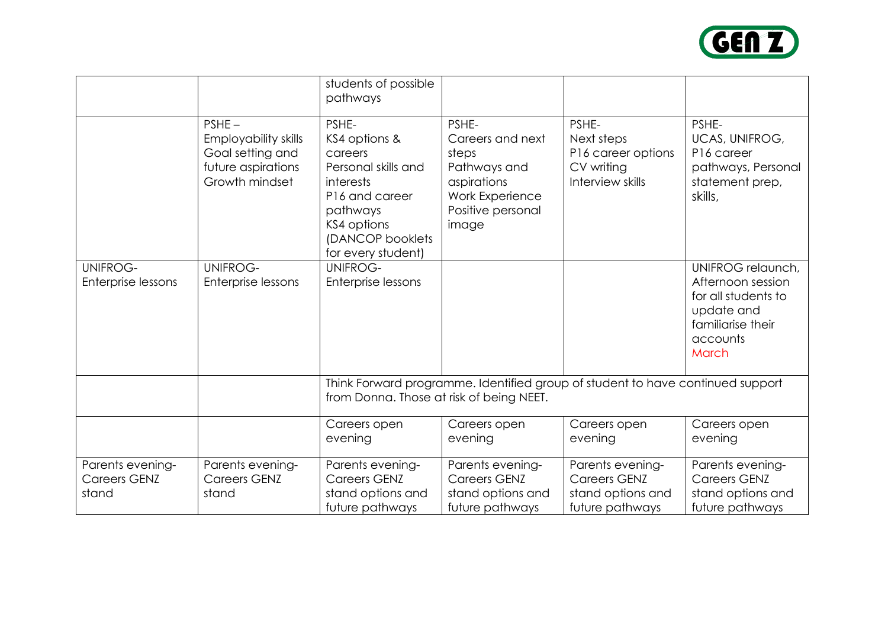|  |  |  |  |  |  |
|---|---|---|---|---|---|
|  |  | students of possible pathways |  |  |  |
|  | PSHE – Employability skills Goal setting and future aspirations Growth mindset | PSHE- KS4 options & careers Personal skills and interests P16 and career pathways KS4 options (DANCOP booklets for every student) | PSHE- Careers and next steps Pathways and aspirations Work Experience Positive personal image | PSHE- Next steps P16 career options CV writing Interview skills | PSHE- UCAS, UNIFROG, P16 career pathways, Personal statement prep, skills, |
| UNIFROG- Enterprise lessons | UNIFROG- Enterprise lessons | UNIFROG- Enterprise lessons |  |  | UNIFROG relaunch, Afternoon session for all students to update and familiarise their accounts March |
|  |  | Think Forward programme. Identified group of student to have continued support from Donna. Those at risk of being NEET. |  |  |  |
|  |  | Careers open evening | Careers open evening | Careers open evening | Careers open evening |
| Parents evening- Careers GENZ stand | Parents evening- Careers GENZ stand | Parents evening- Careers GENZ stand options and future pathways | Parents evening- Careers GENZ stand options and future pathways | Parents evening- Careers GENZ stand options and future pathways | Parents evening- Careers GENZ stand options and future pathways |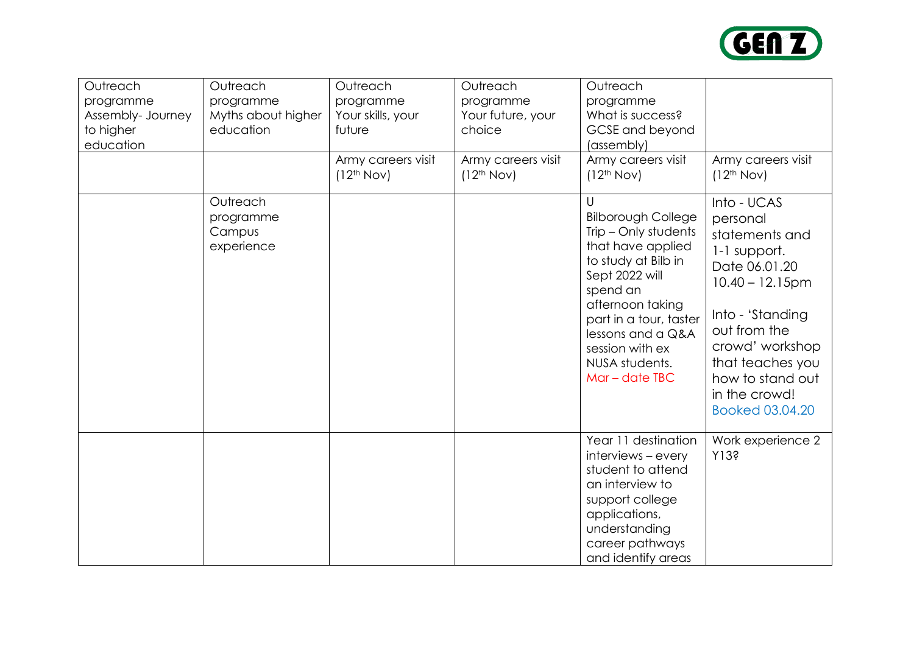| Outreach programme Assembly- Journey to higher education | Outreach programme Myths about higher education | Outreach programme Your skills, your future | Outreach programme Your future, your choice | Outreach programme What is success? GCSE and beyond (assembly) | |
|---|---|---|---|---|---|
| | | Army careers visit ($12^{th}$ Nov) | Army careers visit ($12^{th}$ Nov) | Army careers visit ($12^{th}$ Nov) | Army careers visit ($12^{th}$ Nov) |
| | Outreach programme Campus experience | | | U Bilborough College Trip – Only students that have applied to study at Bilb in Sept 2022 will spend an afternoon taking part in a tour, taster lessons and a Q&A session with ex NUSA students. Mar – date TBC | Into - UCAS personal statements and 1-1 support. Date 06.01.20 10.40 – 12.15pm<br><br>Into - 'Standing out from the crowd' workshop that teaches you how to stand out in the crowd! Booked 03.04.20 |
| | | | | Year 11 destination interviews – every student to attend an interview to support college applications, understanding career pathways and identify areas | Work experience 2 Y13? |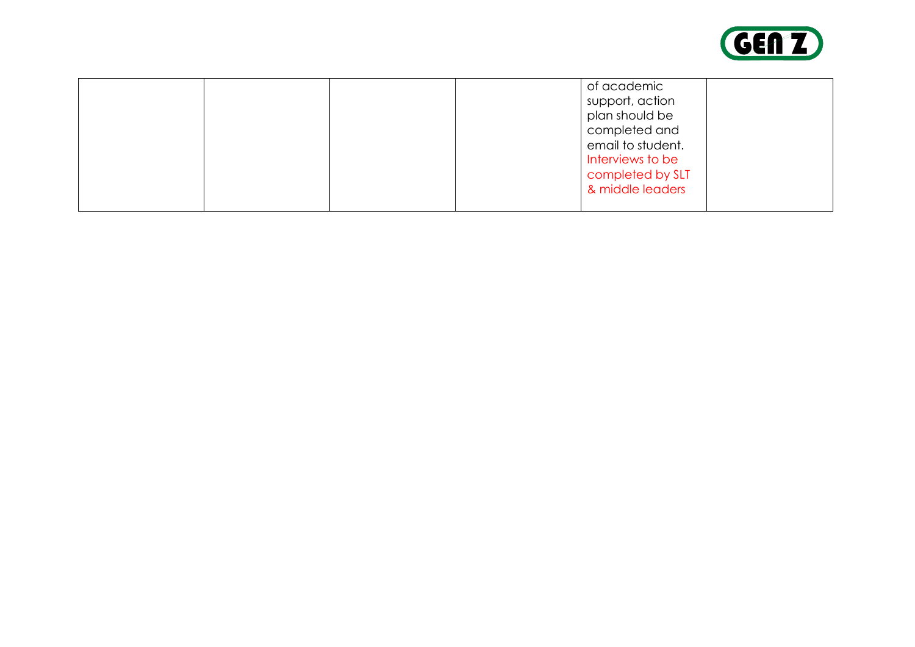| | | | | | |
|---|---|---|---|---|---|
| | | | | of academic support, action plan should be completed and email to student. Interviews to be completed by SLT & middle leaders | |